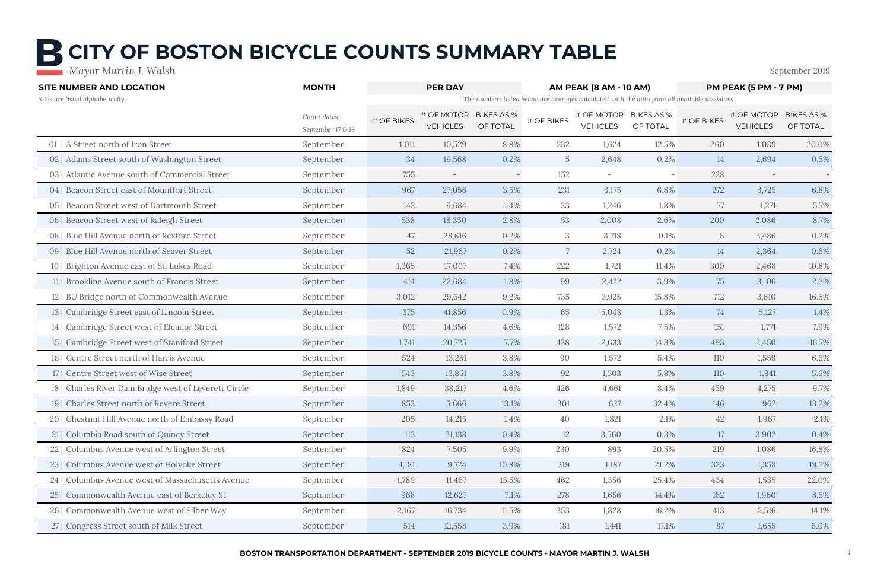# CITY OF BOSTON BICYCLE COUNTS SUMMARY TABLE

*Mayor Martin J. Walsh*

September 2019

| SITE NUMBER AND LOCATION | MONTH | PER DAY | | | AM PEAK (8 AM - 10 AM) | | | PM PEAK (5 PM - 7 PM) | | |
|---|---|---|---|---|---|---|---|---|---|---|
| *Sites are listed alphabetically.* | | *The numbers listed below are averages calculated with the data from all available weekdays.* | | | | | | | | |
| | *Count dates: September 17 & 18* | # OF BIKES | # OF MOTOR VEHICLES | BIKES AS % OF TOTAL | # OF BIKES | # OF MOTOR VEHICLES | BIKES AS % OF TOTAL | # OF BIKES | # OF MOTOR VEHICLES | BIKES AS % OF TOTAL |
| 01 \| A Street north of Iron Street | September | 1,011 | 10,529 | 8.8% | 232 | 1,624 | 12.5% | 260 | 1,039 | 20.0% |
| 02 \| Adams Street south of Washington Street | September | 34 | 19,568 | 0.2% | 5 | 2,648 | 0.2% | 14 | 2,694 | 0.5% |
| 03 \| Atlantic Avenue south of Commercial Street | September | 755 | - | - | 152 | - | - | 228 | - | - |
| 04 \| Beacon Street east of Mountfort Street | September | 967 | 27,056 | 3.5% | 231 | 3,175 | 6.8% | 272 | 3,725 | 6.8% |
| 05 \| Beacon Street west of Dartmouth Street | September | 142 | 9,684 | 1.4% | 23 | 1,246 | 1.8% | 77 | 1,271 | 5.7% |
| 06 \| Beacon Street west of Raleigh Street | September | 538 | 18,350 | 2.8% | 53 | 2,008 | 2.6% | 200 | 2,086 | 8.7% |
| 08 \| Blue Hill Avenue north of Rexford Street | September | 47 | 28,616 | 0.2% | 3 | 3,718 | 0.1% | 8 | 3,486 | 0.2% |
| 09 \| Blue Hill Avenue north of Seaver Street | September | 52 | 21,967 | 0.2% | 7 | 2,724 | 0.2% | 14 | 2,364 | 0.6% |
| 10 \| Brighton Avenue east of St. Lukes Road | September | 1,365 | 17,007 | 7.4% | 222 | 1,721 | 11.4% | 300 | 2,468 | 10.8% |
| 11 \| Brookline Avenue south of Francis Street | September | 414 | 22,684 | 1.8% | 99 | 2,422 | 3.9% | 75 | 3,106 | 2.3% |
| 12 \| BU Bridge north of Commonwealth Avenue | September | 3,012 | 29,642 | 9.2% | 735 | 3,925 | 15.8% | 712 | 3,610 | 16.5% |
| 13 \| Cambridge Street east of Lincoln Street | September | 375 | 41,856 | 0.9% | 65 | 5,043 | 1.3% | 74 | 5,127 | 1.4% |
| 14 \| Cambridge Street west of Eleanor Street | September | 691 | 14,356 | 4.6% | 128 | 1,572 | 7.5% | 151 | 1,771 | 7.9% |
| 15 \| Cambridge Street west of Staniford Street | September | 1,741 | 20,725 | 7.7% | 438 | 2,633 | 14.3% | 493 | 2,450 | 16.7% |
| 16 \| Centre Street north of Harris Avenue | September | 524 | 13,251 | 3.8% | 90 | 1,572 | 5.4% | 110 | 1,559 | 6.6% |
| 17 \| Centre Street west of Wise Street | September | 543 | 13,851 | 3.8% | 92 | 1,503 | 5.8% | 110 | 1,841 | 5.6% |
| 18 \| Charles River Dam Bridge west of Leverett Circle | September | 1,849 | 38,217 | 4.6% | 426 | 4,661 | 8.4% | 459 | 4,275 | 9.7% |
| 19 \| Charles Street north of Revere Street | September | 853 | 5,666 | 13.1% | 301 | 627 | 32.4% | 146 | 962 | 13.2% |
| 20 \| Chestnut Hill Avenue north of Embassy Road | September | 205 | 14,215 | 1.4% | 40 | 1,821 | 2.1% | 42 | 1,967 | 2.1% |
| 21 \| Columbia Road south of Quincy Street | September | 113 | 31,138 | 0.4% | 12 | 3,560 | 0.3% | 17 | 3,902 | 0.4% |
| 22 \| Columbus Avenue west of Arlington Street | September | 824 | 7,505 | 9.9% | 230 | 893 | 20.5% | 219 | 1,086 | 16.8% |
| 23 \| Columbus Avenue west of Holyoke Street | September | 1,181 | 9,724 | 10.8% | 319 | 1,187 | 21.2% | 323 | 1,358 | 19.2% |
| 24 \| Columbus Avenue west of Massachusetts Avenue | September | 1,789 | 11,467 | 13.5% | 462 | 1,356 | 25.4% | 434 | 1,535 | 22.0% |
| 25 \| Commonwealth Avenue east of Berkeley St | September | 968 | 12,627 | 7.1% | 278 | 1,656 | 14.4% | 182 | 1,960 | 8.5% |
| 26 \| Commonwealth Avenue west of Silber Way | September | 2,167 | 16,734 | 11.5% | 353 | 1,828 | 16.2% | 413 | 2,516 | 14.1% |
| 27 \| Congress Street south of Milk Street | September | 514 | 12,558 | 3.9% | 181 | 1,441 | 11.1% | 87 | 1,655 | 5.0% |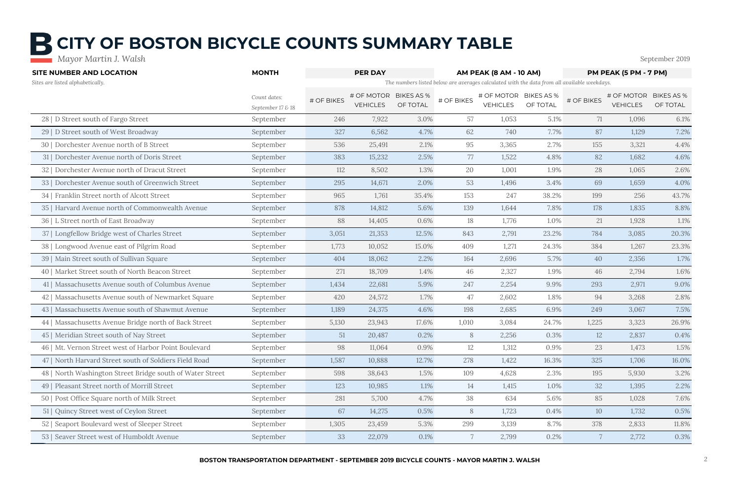# CITY OF BOSTON BICYCLE COUNTS SUMMARY TABLE

*Mayor Martin J. Walsh*

September 2019

| SITE NUMBER AND LOCATION | MONTH | PER DAY | | | AM PEAK (8 AM - 10 AM) | | | PM PEAK (5 PM - 7 PM) | | |
|---|---|---|---|---|---|---|---|---|---|---|
| *Sites are listed alphabetically.* | | *The numbers listed below are averages calculated with the data from all available weekdays.* | | | | | | | | |
| | *Count dates: September 17 & 18* | # OF BIKES | # OF MOTOR VEHICLES | BIKES AS % OF TOTAL | # OF BIKES | # OF MOTOR VEHICLES | BIKES AS % OF TOTAL | # OF BIKES | # OF MOTOR VEHICLES | BIKES AS % OF TOTAL |
| 28 \| D Street south of Fargo Street | September | 246 | 7,922 | 3.0% | 57 | 1,053 | 5.1% | 71 | 1,096 | 6.1% |
| 29 \| D Street south of West Broadway | September | 327 | 6,562 | 4.7% | 62 | 740 | 7.7% | 87 | 1,129 | 7.2% |
| 30 \| Dorchester Avenue north of B Street | September | 536 | 25,491 | 2.1% | 95 | 3,365 | 2.7% | 155 | 3,321 | 4.4% |
| 31 \| Dorchester Avenue north of Doris Street | September | 383 | 15,232 | 2.5% | 77 | 1,522 | 4.8% | 82 | 1,682 | 4.6% |
| 32 \| Dorchester Avenue north of Dracut Street | September | 112 | 8,502 | 1.3% | 20 | 1,001 | 1.9% | 28 | 1,065 | 2.6% |
| 33 \| Dorchester Avenue south of Greenwich Street | September | 295 | 14,671 | 2.0% | 53 | 1,496 | 3.4% | 69 | 1,659 | 4.0% |
| 34 \| Franklin Street north of Alcott Street | September | 965 | 1,761 | 35.4% | 153 | 247 | 38.2% | 199 | 256 | 43.7% |
| 35 \| Harvard Avenue north of Commonwealth Avenue | September | 878 | 14,812 | 5.6% | 139 | 1,644 | 7.8% | 178 | 1,835 | 8.8% |
| 36 \| L Street north of East Broadway | September | 88 | 14,405 | 0.6% | 18 | 1,776 | 1.0% | 21 | 1,928 | 1.1% |
| 37 \| Longfellow Bridge west of Charles Street | September | 3,051 | 21,353 | 12.5% | 843 | 2,791 | 23.2% | 784 | 3,085 | 20.3% |
| 38 \| Longwood Avenue east of Pilgrim Road | September | 1,773 | 10,052 | 15.0% | 409 | 1,271 | 24.3% | 384 | 1,267 | 23.3% |
| 39 \| Main Street south of Sullivan Square | September | 404 | 18,062 | 2.2% | 164 | 2,696 | 5.7% | 40 | 2,356 | 1.7% |
| 40 \| Market Street south of North Beacon Street | September | 271 | 18,709 | 1.4% | 46 | 2,327 | 1.9% | 46 | 2,794 | 1.6% |
| 41 \| Massachusetts Avenue south of Columbus Avenue | September | 1,434 | 22,681 | 5.9% | 247 | 2,254 | 9.9% | 293 | 2,971 | 9.0% |
| 42 \| Massachusetts Avenue south of Newmarket Square | September | 420 | 24,572 | 1.7% | 47 | 2,602 | 1.8% | 94 | 3,268 | 2.8% |
| 43 \| Massachusetts Avenue south of Shawmut Avenue | September | 1,189 | 24,375 | 4.6% | 198 | 2,685 | 6.9% | 249 | 3,067 | 7.5% |
| 44 \| Massachusetts Avenue Bridge north of Back Street | September | 5,130 | 23,943 | 17.6% | 1,010 | 3,084 | 24.7% | 1,225 | 3,323 | 26.9% |
| 45 \| Meridian Street south of Nay Street | September | 51 | 20,487 | 0.2% | 8 | 2,256 | 0.3% | 12 | 2,837 | 0.4% |
| 46 \| Mt. Vernon Street west of Harbor Point Boulevard | September | 98 | 11,064 | 0.9% | 12 | 1,312 | 0.9% | 23 | 1,473 | 1.5% |
| 47 \| North Harvard Street south of Soldiers Field Road | September | 1,587 | 10,888 | 12.7% | 278 | 1,422 | 16.3% | 325 | 1,706 | 16.0% |
| 48 \| North Washington Street Bridge south of Water Street | September | 598 | 38,643 | 1.5% | 109 | 4,628 | 2.3% | 195 | 5,930 | 3.2% |
| 49 \| Pleasant Street north of Morrill Street | September | 123 | 10,985 | 1.1% | 14 | 1,415 | 1.0% | 32 | 1,395 | 2.2% |
| 50 \| Post Office Square north of Milk Street | September | 281 | 5,700 | 4.7% | 38 | 634 | 5.6% | 85 | 1,028 | 7.6% |
| 51 \| Quincy Street west of Ceylon Street | September | 67 | 14,275 | 0.5% | 8 | 1,723 | 0.4% | 10 | 1,732 | 0.5% |
| 52 \| Seaport Boulevard west of Sleeper Street | September | 1,305 | 23,459 | 5.3% | 299 | 3,139 | 8.7% | 378 | 2,833 | 11.8% |
| 53 \| Seaver Street west of Humboldt Avenue | September | 33 | 22,079 | 0.1% | 7 | 2,799 | 0.2% | 7 | 2,772 | 0.3% |

BOSTON TRANSPORTATION DEPARTMENT - SEPTEMBER 2019 BICYCLE COUNTS - MAYOR MARTIN J. WALSH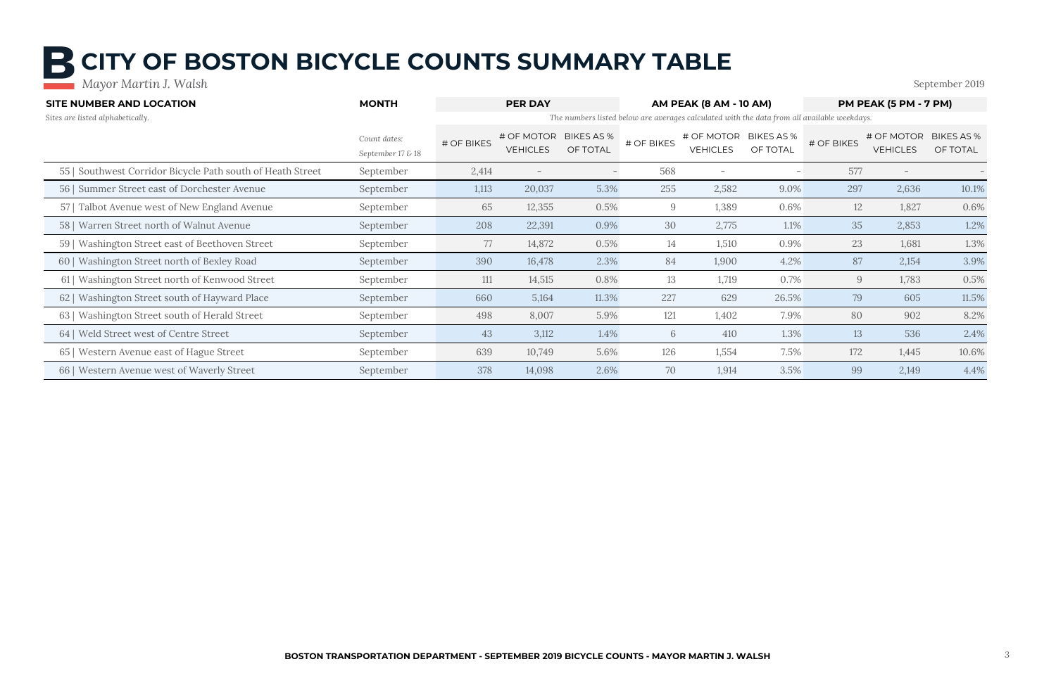# CITY OF BOSTON BICYCLE COUNTS SUMMARY TABLE

*Mayor Martin J. Walsh*

September 2019

| SITE NUMBER AND LOCATION | MONTH | PER DAY | | | AM PEAK (8 AM - 10 AM) | | | PM PEAK (5 PM - 7 PM) | | |
|---|---|---|---|---|---|---|---|---|---|---|
| *Sites are listed alphabetically.* | | *The numbers listed below are averages calculated with the data from all available weekdays.* | | | | | | | | |
| | *Count dates: September 17 & 18* | # OF BIKES | # OF MOTOR VEHICLES | BIKES AS % OF TOTAL | # OF BIKES | # OF MOTOR VEHICLES | BIKES AS % OF TOTAL | # OF BIKES | # OF MOTOR VEHICLES | BIKES AS % OF TOTAL |
| 55 \| Southwest Corridor Bicycle Path south of Heath Street | September | 2,414 | – | – | 568 | – | – | 577 | – | – |
| 56 \| Summer Street east of Dorchester Avenue | September | 1,113 | 20,037 | 5.3% | 255 | 2,582 | 9.0% | 297 | 2,636 | 10.1% |
| 57 \| Talbot Avenue west of New England Avenue | September | 65 | 12,355 | 0.5% | 9 | 1,389 | 0.6% | 12 | 1,827 | 0.6% |
| 58 \| Warren Street north of Walnut Avenue | September | 208 | 22,391 | 0.9% | 30 | 2,775 | 1.1% | 35 | 2,853 | 1.2% |
| 59 \| Washington Street east of Beethoven Street | September | 77 | 14,872 | 0.5% | 14 | 1,510 | 0.9% | 23 | 1,681 | 1.3% |
| 60 \| Washington Street north of Bexley Road | September | 390 | 16,478 | 2.3% | 84 | 1,900 | 4.2% | 87 | 2,154 | 3.9% |
| 61 \| Washington Street north of Kenwood Street | September | 111 | 14,515 | 0.8% | 13 | 1,719 | 0.7% | 9 | 1,783 | 0.5% |
| 62 \| Washington Street south of Hayward Place | September | 660 | 5,164 | 11.3% | 227 | 629 | 26.5% | 79 | 605 | 11.5% |
| 63 \| Washington Street south of Herald Street | September | 498 | 8,007 | 5.9% | 121 | 1,402 | 7.9% | 80 | 902 | 8.2% |
| 64 \| Weld Street west of Centre Street | September | 43 | 3,112 | 1.4% | 6 | 410 | 1.3% | 13 | 536 | 2.4% |
| 65 \| Western Avenue east of Hague Street | September | 639 | 10,749 | 5.6% | 126 | 1,554 | 7.5% | 172 | 1,445 | 10.6% |
| 66 \| Western Avenue west of Waverly Street | September | 378 | 14,098 | 2.6% | 70 | 1,914 | 3.5% | 99 | 2,149 | 4.4% |